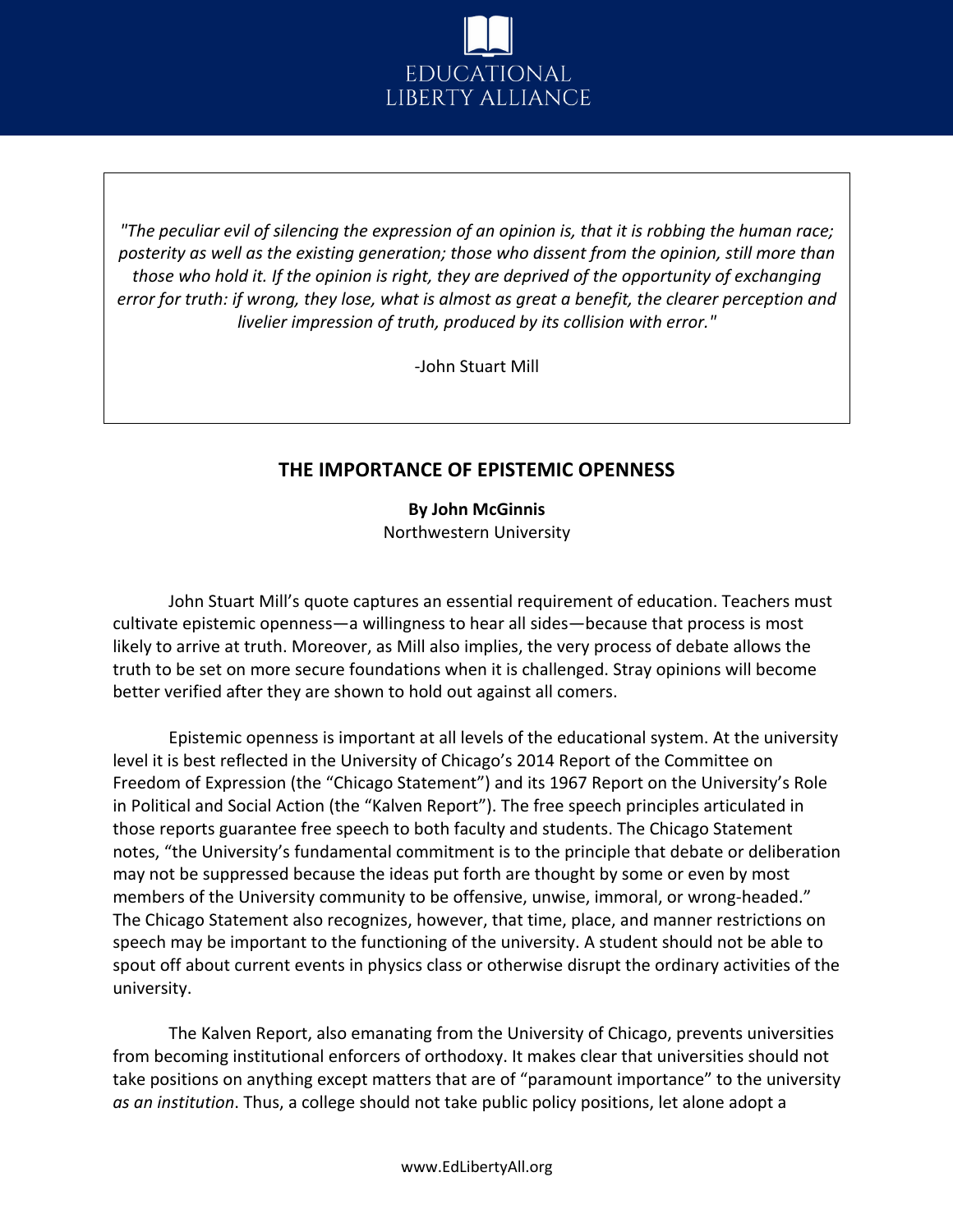EDUCATIONAL LIBERTY ALLIANCE

> *"The peculiar evil of silencing the expression of an opinion is, that it is robbing the human race; posterity as well as the existing generation; those who dissent from the opinion, still more than those who hold it. If the opinion is right, they are deprived of the opportunity of exchanging error for truth: if wrong, they lose, what is almost as great a benefit, the clearer perception and livelier impression of truth, produced by its collision with error."*
>
> -John Stuart Mill

## THE IMPORTANCE OF EPISTEMIC OPENNESS

**By John McGinnis**
Northwestern University

John Stuart Mill's quote captures an essential requirement of education. Teachers must cultivate epistemic openness—a willingness to hear all sides—because that process is most likely to arrive at truth. Moreover, as Mill also implies, the very process of debate allows the truth to be set on more secure foundations when it is challenged. Stray opinions will become better verified after they are shown to hold out against all comers.

Epistemic openness is important at all levels of the educational system. At the university level it is best reflected in the University of Chicago's 2014 Report of the Committee on Freedom of Expression (the "Chicago Statement") and its 1967 Report on the University's Role in Political and Social Action (the "Kalven Report"). The free speech principles articulated in those reports guarantee free speech to both faculty and students. The Chicago Statement notes, "the University's fundamental commitment is to the principle that debate or deliberation may not be suppressed because the ideas put forth are thought by some or even by most members of the University community to be offensive, unwise, immoral, or wrong-headed." The Chicago Statement also recognizes, however, that time, place, and manner restrictions on speech may be important to the functioning of the university. A student should not be able to spout off about current events in physics class or otherwise disrupt the ordinary activities of the university.

The Kalven Report, also emanating from the University of Chicago, prevents universities from becoming institutional enforcers of orthodoxy. It makes clear that universities should not take positions on anything except matters that are of "paramount importance" to the university *as an institution*. Thus, a college should not take public policy positions, let alone adopt a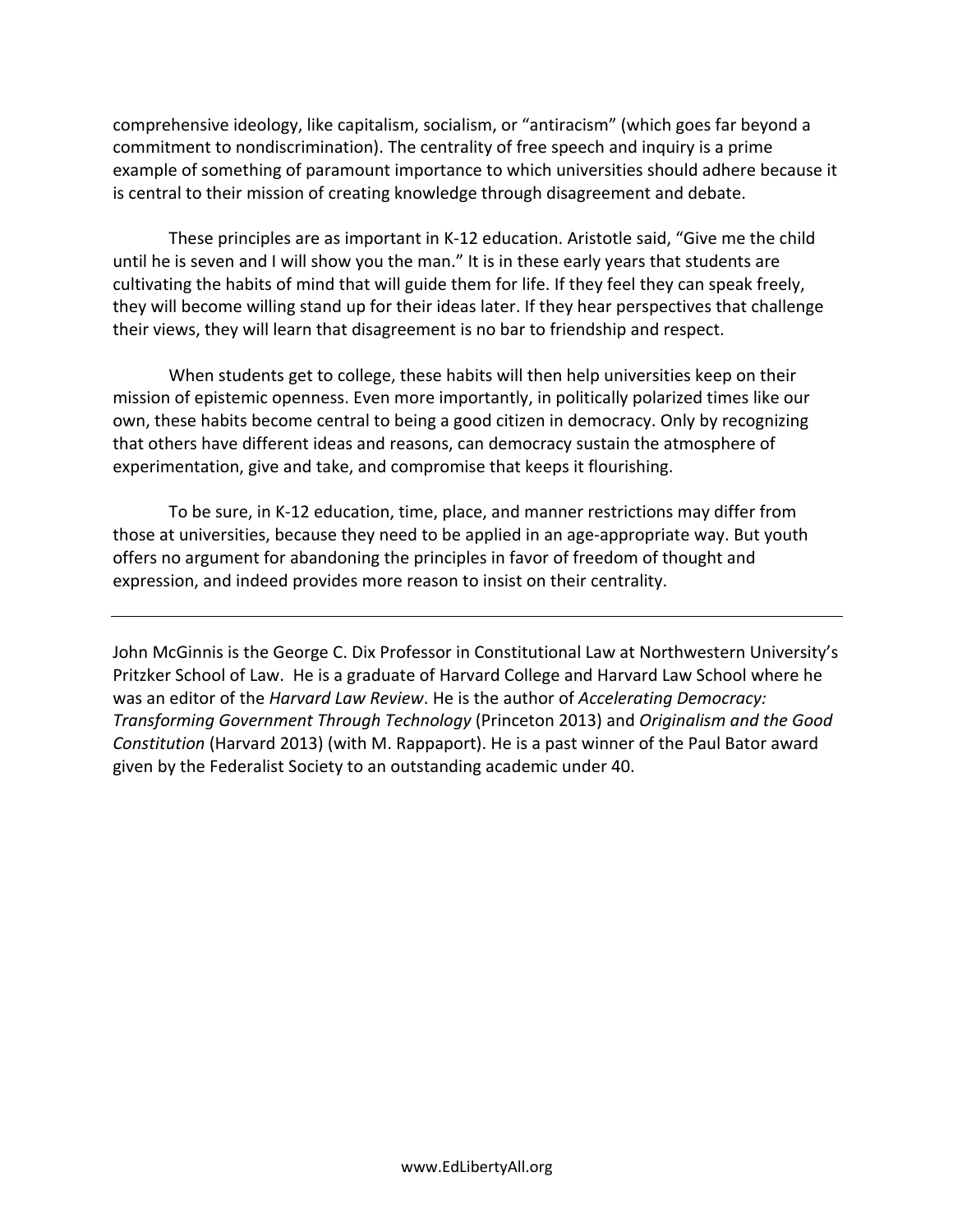comprehensive ideology, like capitalism, socialism, or "antiracism" (which goes far beyond a commitment to nondiscrimination). The centrality of free speech and inquiry is a prime example of something of paramount importance to which universities should adhere because it is central to their mission of creating knowledge through disagreement and debate.

These principles are as important in K-12 education. Aristotle said, "Give me the child until he is seven and I will show you the man." It is in these early years that students are cultivating the habits of mind that will guide them for life. If they feel they can speak freely, they will become willing stand up for their ideas later. If they hear perspectives that challenge their views, they will learn that disagreement is no bar to friendship and respect.

When students get to college, these habits will then help universities keep on their mission of epistemic openness. Even more importantly, in politically polarized times like our own, these habits become central to being a good citizen in democracy. Only by recognizing that others have different ideas and reasons, can democracy sustain the atmosphere of experimentation, give and take, and compromise that keeps it flourishing.

To be sure, in K-12 education, time, place, and manner restrictions may differ from those at universities, because they need to be applied in an age-appropriate way. But youth offers no argument for abandoning the principles in favor of freedom of thought and expression, and indeed provides more reason to insist on their centrality.

---

John McGinnis is the George C. Dix Professor in Constitutional Law at Northwestern University's Pritzker School of Law. He is a graduate of Harvard College and Harvard Law School where he was an editor of the *Harvard Law Review*. He is the author of *Accelerating Democracy: Transforming Government Through Technology* (Princeton 2013) and *Originalism and the Good Constitution* (Harvard 2013) (with M. Rappaport). He is a past winner of the Paul Bator award given by the Federalist Society to an outstanding academic under 40.

www.EdLibertyAll.org